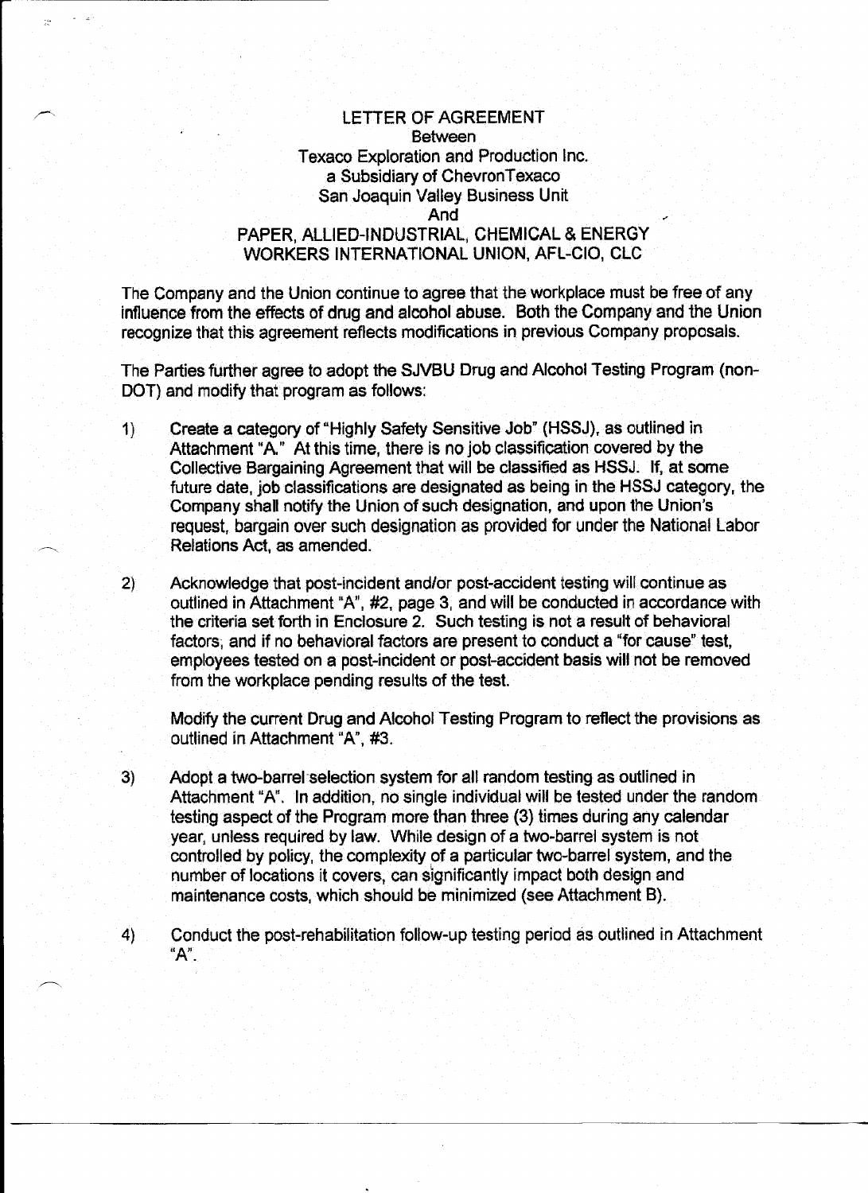# LETTER OF AGREEMENT

Between

Texaco Exploration and Production Inc.
a Subsidiary of ChevronTexaco
San Joaquin Valley Business Unit

And

PAPER, ALLIED-INDUSTRIAL, CHEMICAL & ENERGY WORKERS INTERNATIONAL UNION, AFL-CIO, CLC

The Company and the Union continue to agree that the workplace must be free of any influence from the effects of drug and alcohol abuse. Both the Company and the Union recognize that this agreement reflects modifications in previous Company proposals.

The Parties further agree to adopt the SJVBU Drug and Alcohol Testing Program (non-DOT) and modify that program as follows:

1) Create a category of "Highly Safety Sensitive Job" (HSSJ), as outlined in Attachment "A." At this time, there is no job classification covered by the Collective Bargaining Agreement that will be classified as HSSJ. If, at some future date, job classifications are designated as being in the HSSJ category, the Company shall notify the Union of such designation, and upon the Union's request, bargain over such designation as provided for under the National Labor Relations Act, as amended.

2) Acknowledge that post-incident and/or post-accident testing will continue as outlined in Attachment "A", #2, page 3, and will be conducted in accordance with the criteria set forth in Enclosure 2. Such testing is not a result of behavioral factors, and if no behavioral factors are present to conduct a "for cause" test, employees tested on a post-incident or post-accident basis will not be removed from the workplace pending results of the test.

   Modify the current Drug and Alcohol Testing Program to reflect the provisions as outlined in Attachment "A", #3.

3) Adopt a two-barrel selection system for all random testing as outlined in Attachment "A". In addition, no single individual will be tested under the random testing aspect of the Program more than three (3) times during any calendar year, unless required by law. While design of a two-barrel system is not controlled by policy, the complexity of a particular two-barrel system, and the number of locations it covers, can significantly impact both design and maintenance costs, which should be minimized (see Attachment B).

4) Conduct the post-rehabilitation follow-up testing period as outlined in Attachment "A".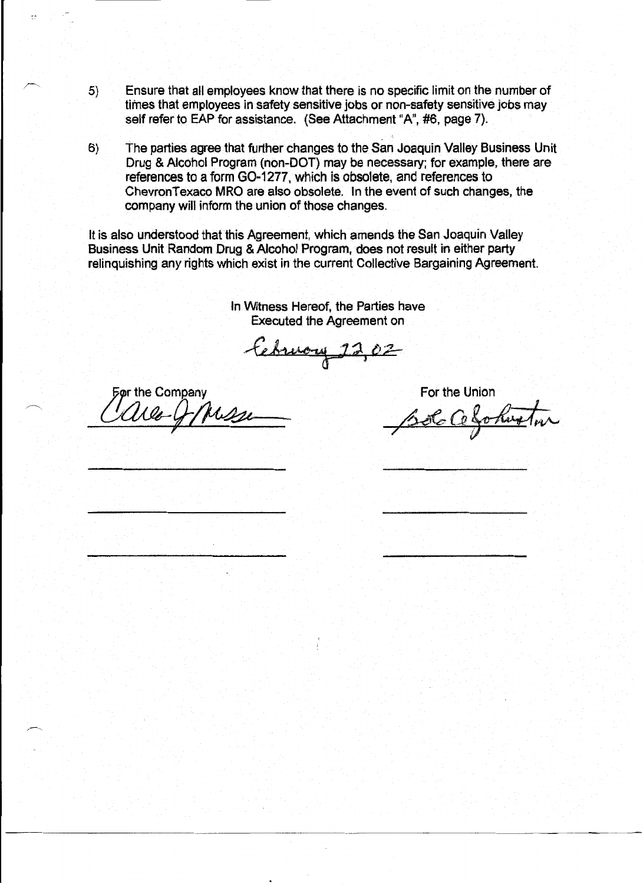5) Ensure that all employees know that there is no specific limit on the number of times that employees in safety sensitive jobs or non-safety sensitive jobs may self refer to EAP for assistance. (See Attachment "A", #6, page 7).

6) The parties agree that further changes to the San Joaquin Valley Business Unit Drug & Alcohol Program (non-DOT) may be necessary; for example, there are references to a form GO-1277, which is obsolete, and references to ChevronTexaco MRO are also obsolete. In the event of such changes, the company will inform the union of those changes.

It is also understood that this Agreement, which amends the San Joaquin Valley Business Unit Random Drug & Alcohol Program, does not result in either party relinquishing any rights which exist in the current Collective Bargaining Agreement.

In Witness Hereof, the Parties have
Executed the Agreement on

February 22, 02

| For the Company | For the Union |
|---|---|
| Carl J. Musso | Bob C. Johnston |
| | |
| | |
| | |